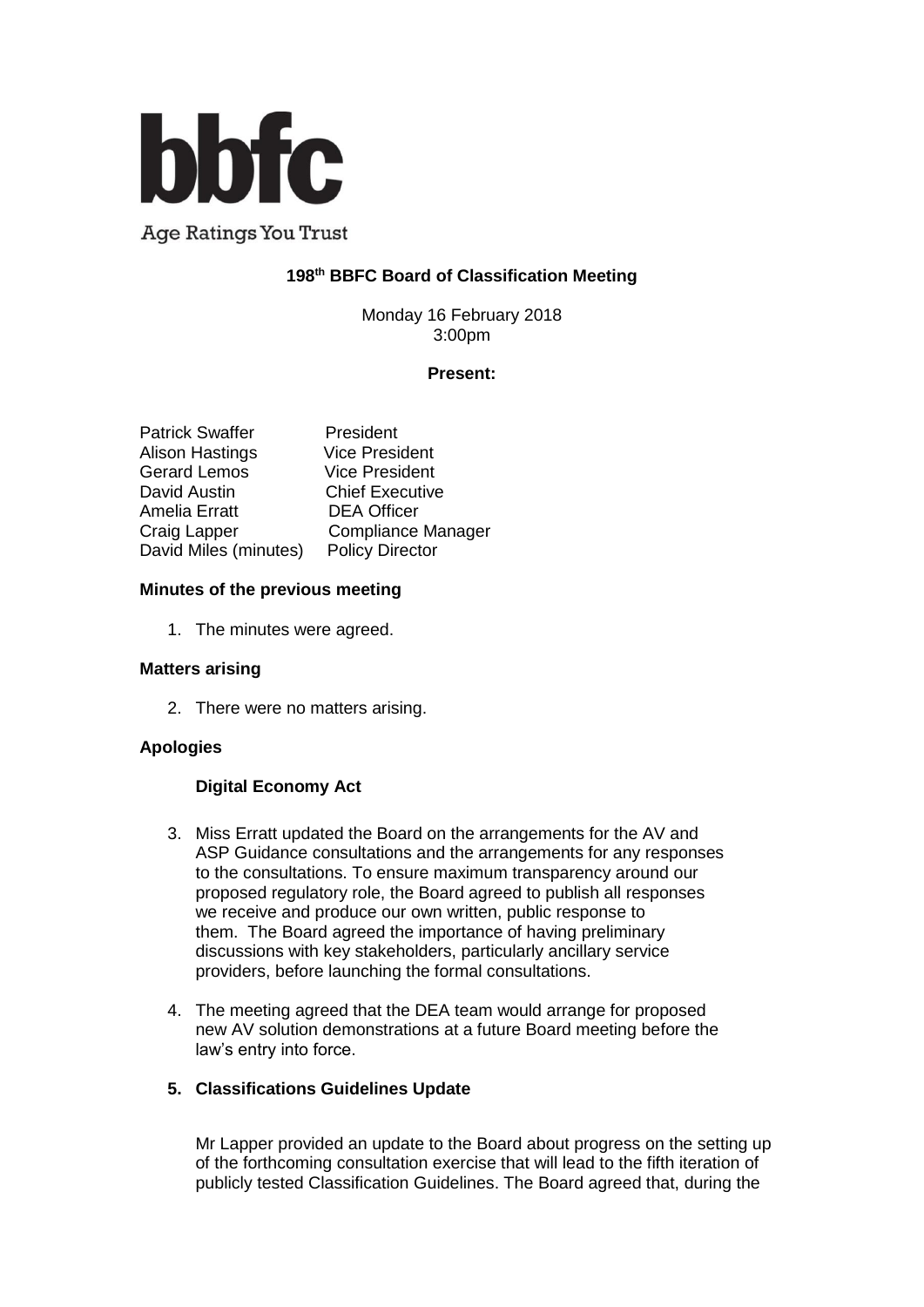**bbfc**

Age Ratings You Trust

## 198[th] BBFC Board of Classification Meeting

Monday 16 February 2018
3:00pm

**Present:**

| | |
|---|---|
| Patrick Swaffer | President |
| Alison Hastings | Vice President |
| Gerard Lemos | Vice President |
| David Austin | Chief Executive |
| Amelia Erratt | DEA Officer |
| Craig Lapper | Compliance Manager |
| David Miles (minutes) | Policy Director |

### Minutes of the previous meeting

1. The minutes were agreed.

### Matters arising

2. There were no matters arising.

### Apologies

#### Digital Economy Act

3. Miss Erratt updated the Board on the arrangements for the AV and ASP Guidance consultations and the arrangements for any responses to the consultations. To ensure maximum transparency around our proposed regulatory role, the Board agreed to publish all responses we receive and produce our own written, public response to them. The Board agreed the importance of having preliminary discussions with key stakeholders, particularly ancillary service providers, before launching the formal consultations.

4. The meeting agreed that the DEA team would arrange for proposed new AV solution demonstrations at a future Board meeting before the law's entry into force.

#### 5. Classifications Guidelines Update

Mr Lapper provided an update to the Board about progress on the setting up of the forthcoming consultation exercise that will lead to the fifth iteration of publicly tested Classification Guidelines. The Board agreed that, during the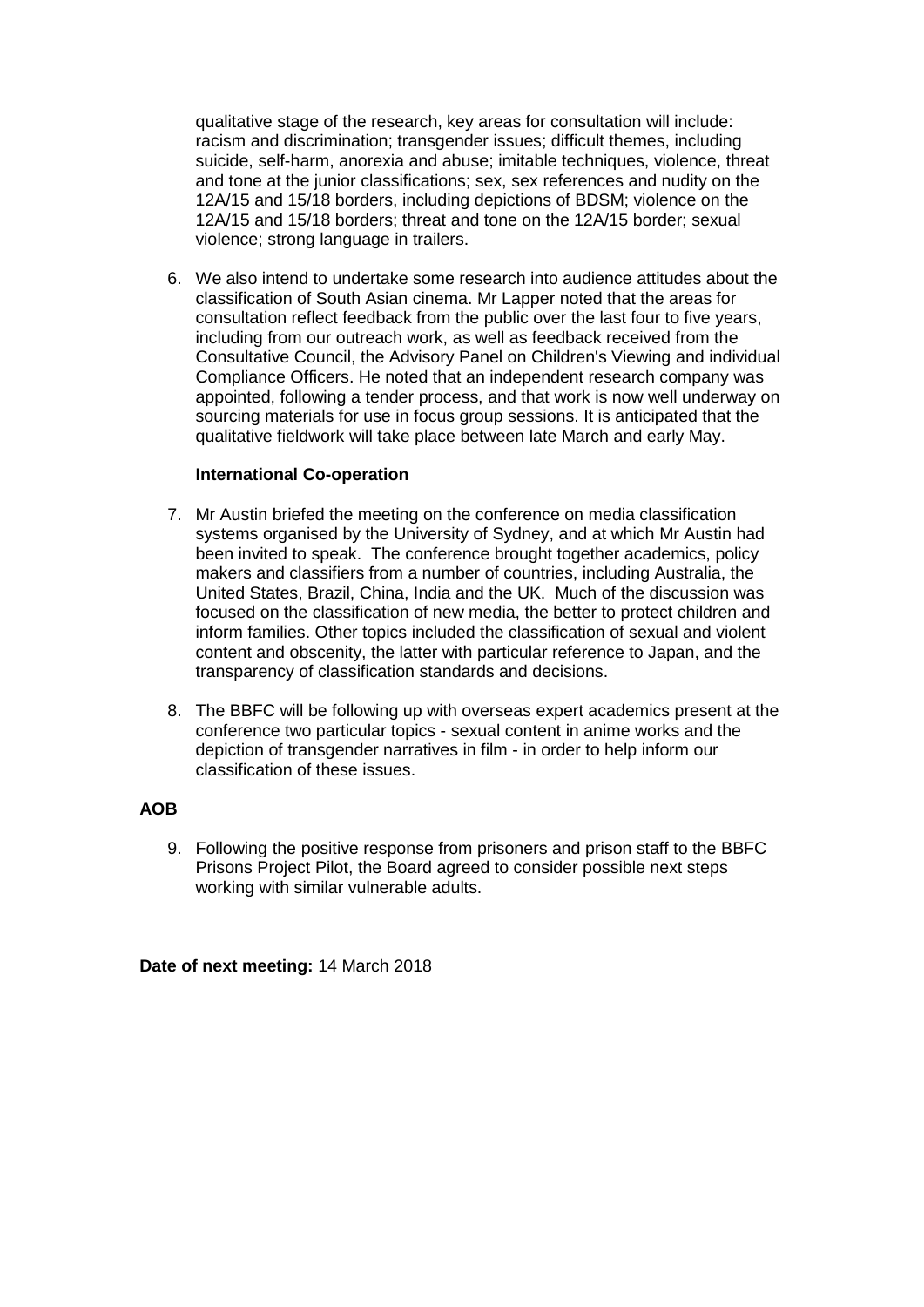qualitative stage of the research, key areas for consultation will include: racism and discrimination; transgender issues; difficult themes, including suicide, self-harm, anorexia and abuse; imitable techniques, violence, threat and tone at the junior classifications; sex, sex references and nudity on the 12A/15 and 15/18 borders, including depictions of BDSM; violence on the 12A/15 and 15/18 borders; threat and tone on the 12A/15 border; sexual violence; strong language in trailers.

6. We also intend to undertake some research into audience attitudes about the classification of South Asian cinema. Mr Lapper noted that the areas for consultation reflect feedback from the public over the last four to five years, including from our outreach work, as well as feedback received from the Consultative Council, the Advisory Panel on Children's Viewing and individual Compliance Officers. He noted that an independent research company was appointed, following a tender process, and that work is now well underway on sourcing materials for use in focus group sessions. It is anticipated that the qualitative fieldwork will take place between late March and early May.

**International Co-operation**

7. Mr Austin briefed the meeting on the conference on media classification systems organised by the University of Sydney, and at which Mr Austin had been invited to speak. The conference brought together academics, policy makers and classifiers from a number of countries, including Australia, the United States, Brazil, China, India and the UK. Much of the discussion was focused on the classification of new media, the better to protect children and inform families. Other topics included the classification of sexual and violent content and obscenity, the latter with particular reference to Japan, and the transparency of classification standards and decisions.

8. The BBFC will be following up with overseas expert academics present at the conference two particular topics - sexual content in anime works and the depiction of transgender narratives in film - in order to help inform our classification of these issues.

**AOB**

9. Following the positive response from prisoners and prison staff to the BBFC Prisons Project Pilot, the Board agreed to consider possible next steps working with similar vulnerable adults.

**Date of next meeting:** 14 March 2018